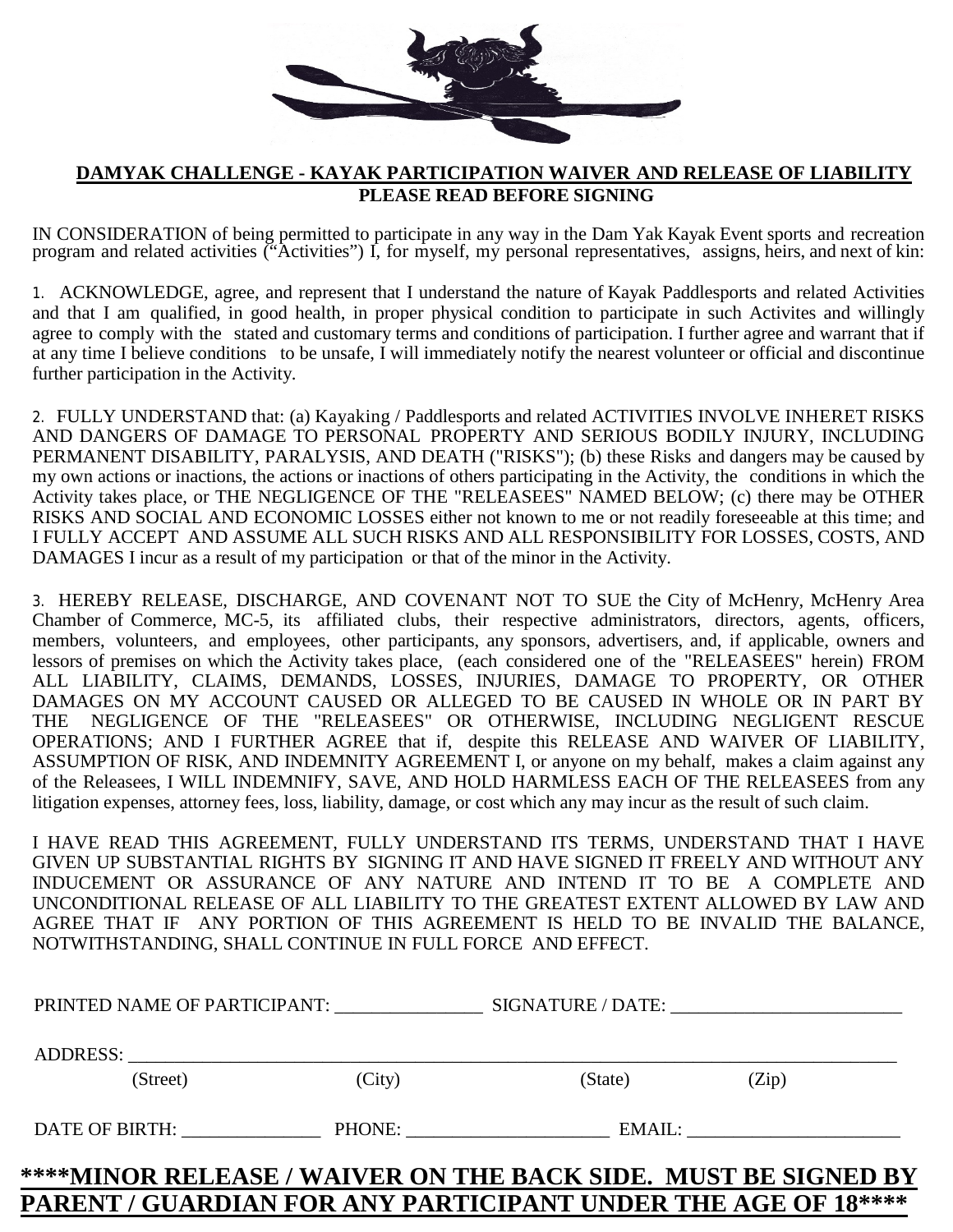## DAMYAK CHALLENGE - KAYAK PARTICIPATION WAIVER AND RELEASE OF LIABILITY

**PLEASE READ BEFORE SIGNING**

IN CONSIDERATION of being permitted to participate in any way in the Dam Yak Kayak Event sports and recreation program and related activities ("Activities") I, for myself, my personal representatives, assigns, heirs, and next of kin:

1. ACKNOWLEDGE, agree, and represent that I understand the nature of Kayak Paddlesports and related Activities and that I am qualified, in good health, in proper physical condition to participate in such Activites and willingly agree to comply with the stated and customary terms and conditions of participation. I further agree and warrant that if at any time I believe conditions to be unsafe, I will immediately notify the nearest volunteer or official and discontinue further participation in the Activity.

2. FULLY UNDERSTAND that: (a) Kayaking / Paddlesports and related ACTIVITIES INVOLVE INHERET RISKS AND DANGERS OF DAMAGE TO PERSONAL PROPERTY AND SERIOUS BODILY INJURY, INCLUDING PERMANENT DISABILITY, PARALYSIS, AND DEATH ("RISKS"); (b) these Risks and dangers may be caused by my own actions or inactions, the actions or inactions of others participating in the Activity, the conditions in which the Activity takes place, or THE NEGLIGENCE OF THE "RELEASEES" NAMED BELOW; (c) there may be OTHER RISKS AND SOCIAL AND ECONOMIC LOSSES either not known to me or not readily foreseeable at this time; and I FULLY ACCEPT AND ASSUME ALL SUCH RISKS AND ALL RESPONSIBILITY FOR LOSSES, COSTS, AND DAMAGES I incur as a result of my participation or that of the minor in the Activity.

3. HEREBY RELEASE, DISCHARGE, AND COVENANT NOT TO SUE the City of McHenry, McHenry Area Chamber of Commerce, MC-5, its affiliated clubs, their respective administrators, directors, agents, officers, members, volunteers, and employees, other participants, any sponsors, advertisers, and, if applicable, owners and lessors of premises on which the Activity takes place, (each considered one of the "RELEASEES" herein) FROM ALL LIABILITY, CLAIMS, DEMANDS, LOSSES, INJURIES, DAMAGE TO PROPERTY, OR OTHER DAMAGES ON MY ACCOUNT CAUSED OR ALLEGED TO BE CAUSED IN WHOLE OR IN PART BY THE NEGLIGENCE OF THE "RELEASEES" OR OTHERWISE, INCLUDING NEGLIGENT RESCUE OPERATIONS; AND I FURTHER AGREE that if, despite this RELEASE AND WAIVER OF LIABILITY, ASSUMPTION OF RISK, AND INDEMNITY AGREEMENT I, or anyone on my behalf, makes a claim against any of the Releasees, I WILL INDEMNIFY, SAVE, AND HOLD HARMLESS EACH OF THE RELEASEES from any litigation expenses, attorney fees, loss, liability, damage, or cost which any may incur as the result of such claim.

I HAVE READ THIS AGREEMENT, FULLY UNDERSTAND ITS TERMS, UNDERSTAND THAT I HAVE GIVEN UP SUBSTANTIAL RIGHTS BY SIGNING IT AND HAVE SIGNED IT FREELY AND WITHOUT ANY INDUCEMENT OR ASSURANCE OF ANY NATURE AND INTEND IT TO BE A COMPLETE AND UNCONDITIONAL RELEASE OF ALL LIABILITY TO THE GREATEST EXTENT ALLOWED BY LAW AND AGREE THAT IF ANY PORTION OF THIS AGREEMENT IS HELD TO BE INVALID THE BALANCE, NOTWITHSTANDING, SHALL CONTINUE IN FULL FORCE AND EFFECT.

PRINTED NAME OF PARTICIPANT: ________________ SIGNATURE / DATE: _________________________

ADDRESS: ______________________________________________________________________________
(Street) (City) (State) (Zip)

DATE OF BIRTH: _______________ PHONE: _____________________ EMAIL: _______________________

**\*\*\*\*MINOR RELEASE / WAIVER ON THE BACK SIDE. MUST BE SIGNED BY PARENT / GUARDIAN FOR ANY PARTICIPANT UNDER THE AGE OF 18\*\*\*\***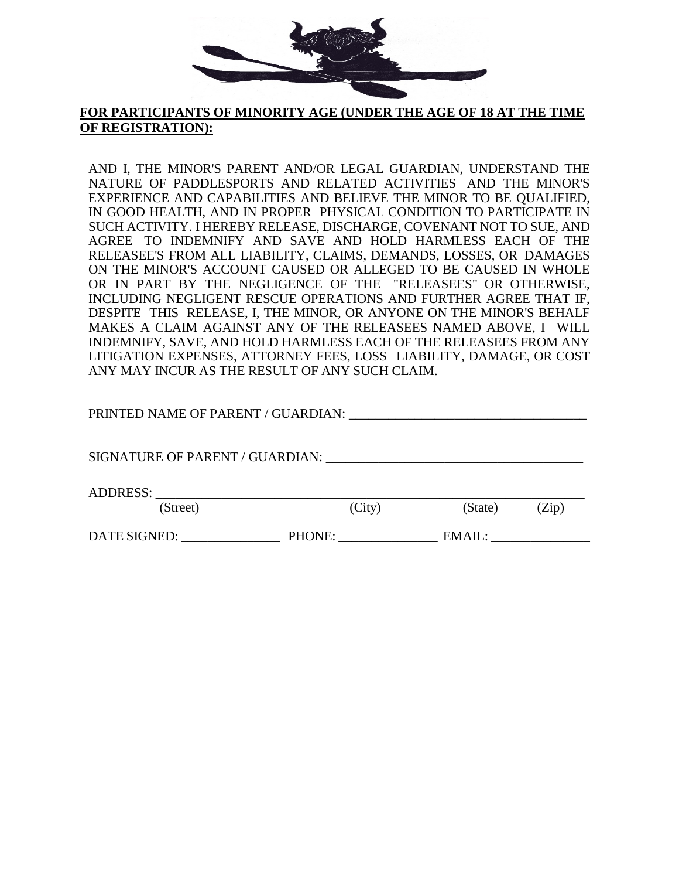**FOR PARTICIPANTS OF MINORITY AGE (UNDER THE AGE OF 18 AT THE TIME OF REGISTRATION):**

AND I, THE MINOR'S PARENT AND/OR LEGAL GUARDIAN, UNDERSTAND THE NATURE OF PADDLESPORTS AND RELATED ACTIVITIES AND THE MINOR'S EXPERIENCE AND CAPABILITIES AND BELIEVE THE MINOR TO BE QUALIFIED, IN GOOD HEALTH, AND IN PROPER PHYSICAL CONDITION TO PARTICIPATE IN SUCH ACTIVITY. I HEREBY RELEASE, DISCHARGE, COVENANT NOT TO SUE, AND AGREE TO INDEMNIFY AND SAVE AND HOLD HARMLESS EACH OF THE RELEASEE'S FROM ALL LIABILITY, CLAIMS, DEMANDS, LOSSES, OR DAMAGES ON THE MINOR'S ACCOUNT CAUSED OR ALLEGED TO BE CAUSED IN WHOLE OR IN PART BY THE NEGLIGENCE OF THE "RELEASEES" OR OTHERWISE, INCLUDING NEGLIGENT RESCUE OPERATIONS AND FURTHER AGREE THAT IF, DESPITE THIS RELEASE, I, THE MINOR, OR ANYONE ON THE MINOR'S BEHALF MAKES A CLAIM AGAINST ANY OF THE RELEASEES NAMED ABOVE, I WILL INDEMNIFY, SAVE, AND HOLD HARMLESS EACH OF THE RELEASEES FROM ANY LITIGATION EXPENSES, ATTORNEY FEES, LOSS LIABILITY, DAMAGE, OR COST ANY MAY INCUR AS THE RESULT OF ANY SUCH CLAIM.

PRINTED NAME OF PARENT / GUARDIAN: ___________________________________

SIGNATURE OF PARENT / GUARDIAN: _____________________________________

ADDRESS: _________________________________________________________________
(Street) (City) (State) (Zip)

DATE SIGNED: _______________ PHONE: _______________ EMAIL: _______________